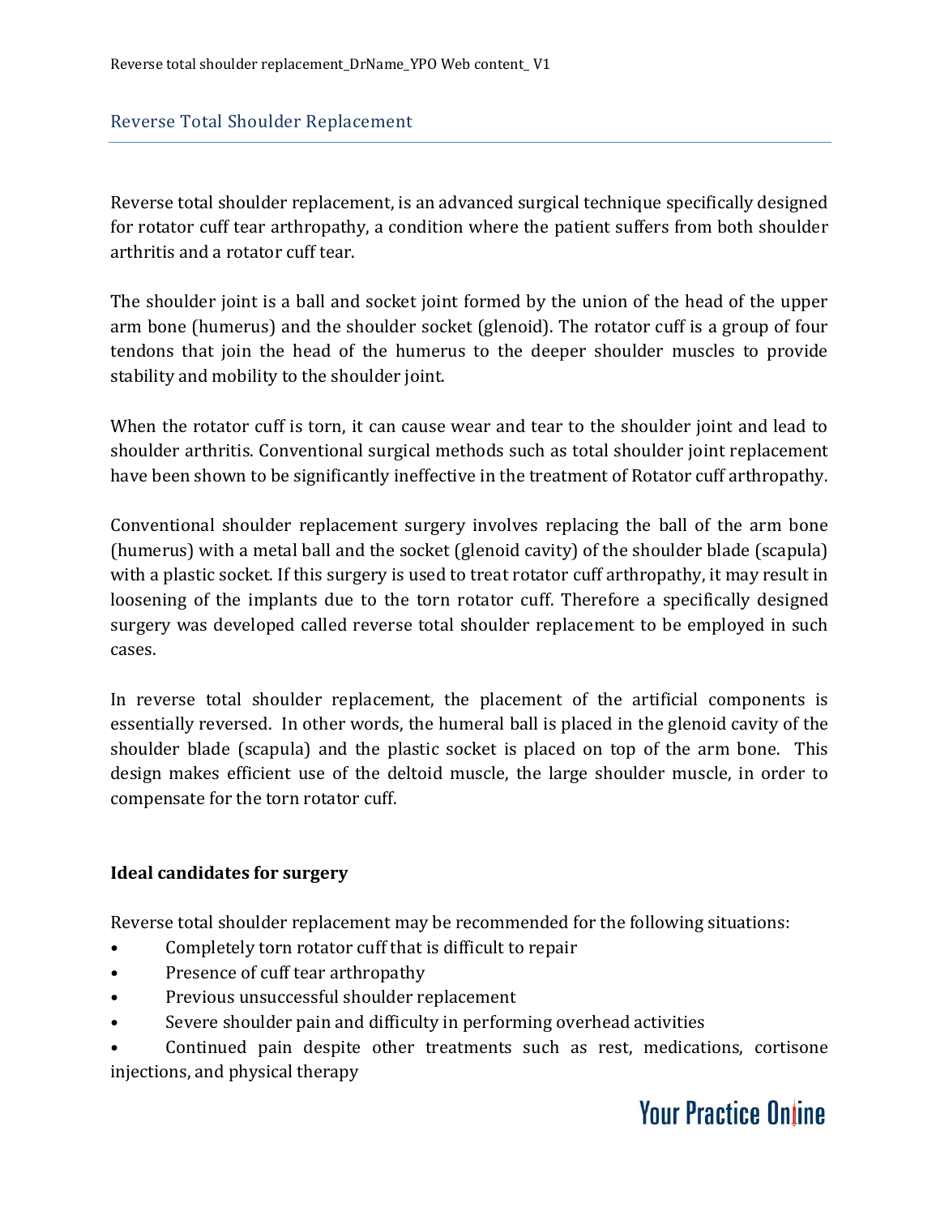# Reverse Total Shoulder Replacement

Reverse total shoulder replacement, is an advanced surgical technique specifically designed for rotator cuff tear arthropathy, a condition where the patient suffers from both shoulder arthritis and a rotator cuff tear.

The shoulder joint is a ball and socket joint formed by the union of the head of the upper arm bone (humerus) and the shoulder socket (glenoid). The rotator cuff is a group of four tendons that join the head of the humerus to the deeper shoulder muscles to provide stability and mobility to the shoulder joint.

When the rotator cuff is torn, it can cause wear and tear to the shoulder joint and lead to shoulder arthritis. Conventional surgical methods such as total shoulder joint replacement have been shown to be significantly ineffective in the treatment of Rotator cuff arthropathy.

Conventional shoulder replacement surgery involves replacing the ball of the arm bone (humerus) with a metal ball and the socket (glenoid cavity) of the shoulder blade (scapula) with a plastic socket. If this surgery is used to treat rotator cuff arthropathy, it may result in loosening of the implants due to the torn rotator cuff. Therefore a specifically designed surgery was developed called reverse total shoulder replacement to be employed in such cases.

In reverse total shoulder replacement, the placement of the artificial components is essentially reversed. In other words, the humeral ball is placed in the glenoid cavity of the shoulder blade (scapula) and the plastic socket is placed on top of the arm bone. This design makes efficient use of the deltoid muscle, the large shoulder muscle, in order to compensate for the torn rotator cuff.

**Ideal candidates for surgery**

Reverse total shoulder replacement may be recommended for the following situations:

- Completely torn rotator cuff that is difficult to repair
- Presence of cuff tear arthropathy
- Previous unsuccessful shoulder replacement
- Severe shoulder pain and difficulty in performing overhead activities
- Continued pain despite other treatments such as rest, medications, cortisone injections, and physical therapy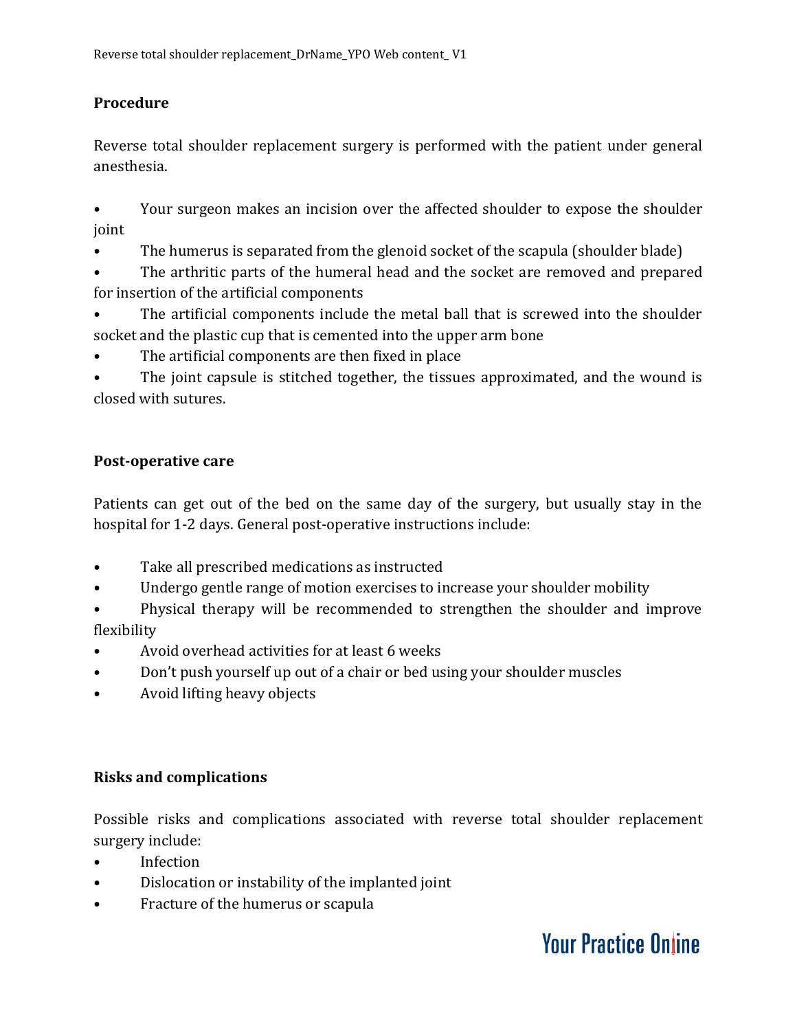## Procedure

Reverse total shoulder replacement surgery is performed with the patient under general anesthesia.

- Your surgeon makes an incision over the affected shoulder to expose the shoulder joint
- The humerus is separated from the glenoid socket of the scapula (shoulder blade)
- The arthritic parts of the humeral head and the socket are removed and prepared for insertion of the artificial components
- The artificial components include the metal ball that is screwed into the shoulder socket and the plastic cup that is cemented into the upper arm bone
- The artificial components are then fixed in place
- The joint capsule is stitched together, the tissues approximated, and the wound is closed with sutures.

## Post-operative care

Patients can get out of the bed on the same day of the surgery, but usually stay in the hospital for 1-2 days. General post-operative instructions include:

- Take all prescribed medications as instructed
- Undergo gentle range of motion exercises to increase your shoulder mobility
- Physical therapy will be recommended to strengthen the shoulder and improve flexibility
- Avoid overhead activities for at least 6 weeks
- Don't push yourself up out of a chair or bed using your shoulder muscles
- Avoid lifting heavy objects

## Risks and complications

Possible risks and complications associated with reverse total shoulder replacement surgery include:

- Infection
- Dislocation or instability of the implanted joint
- Fracture of the humerus or scapula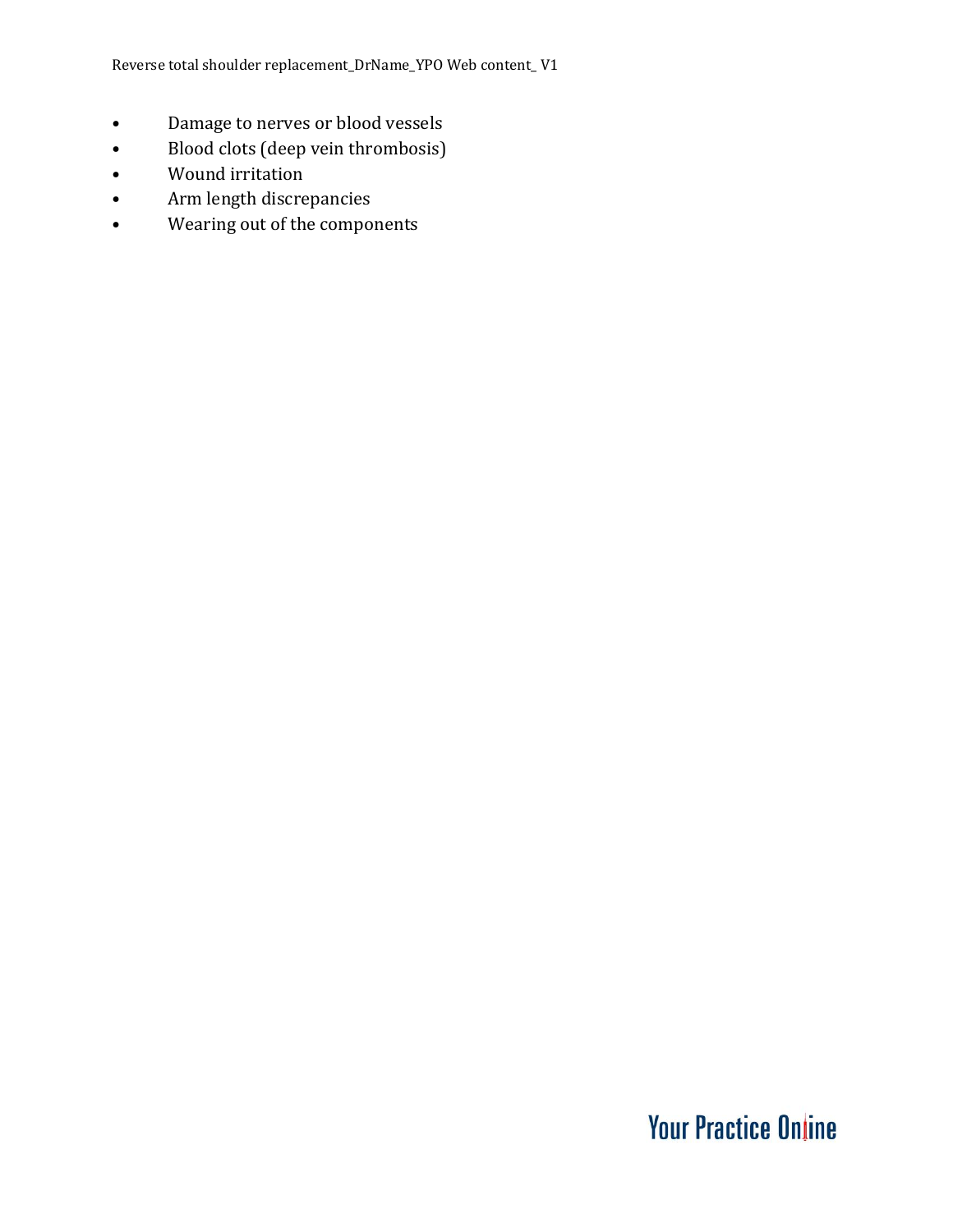- Damage to nerves or blood vessels
- Blood clots (deep vein thrombosis)
- Wound irritation
- Arm length discrepancies
- Wearing out of the components